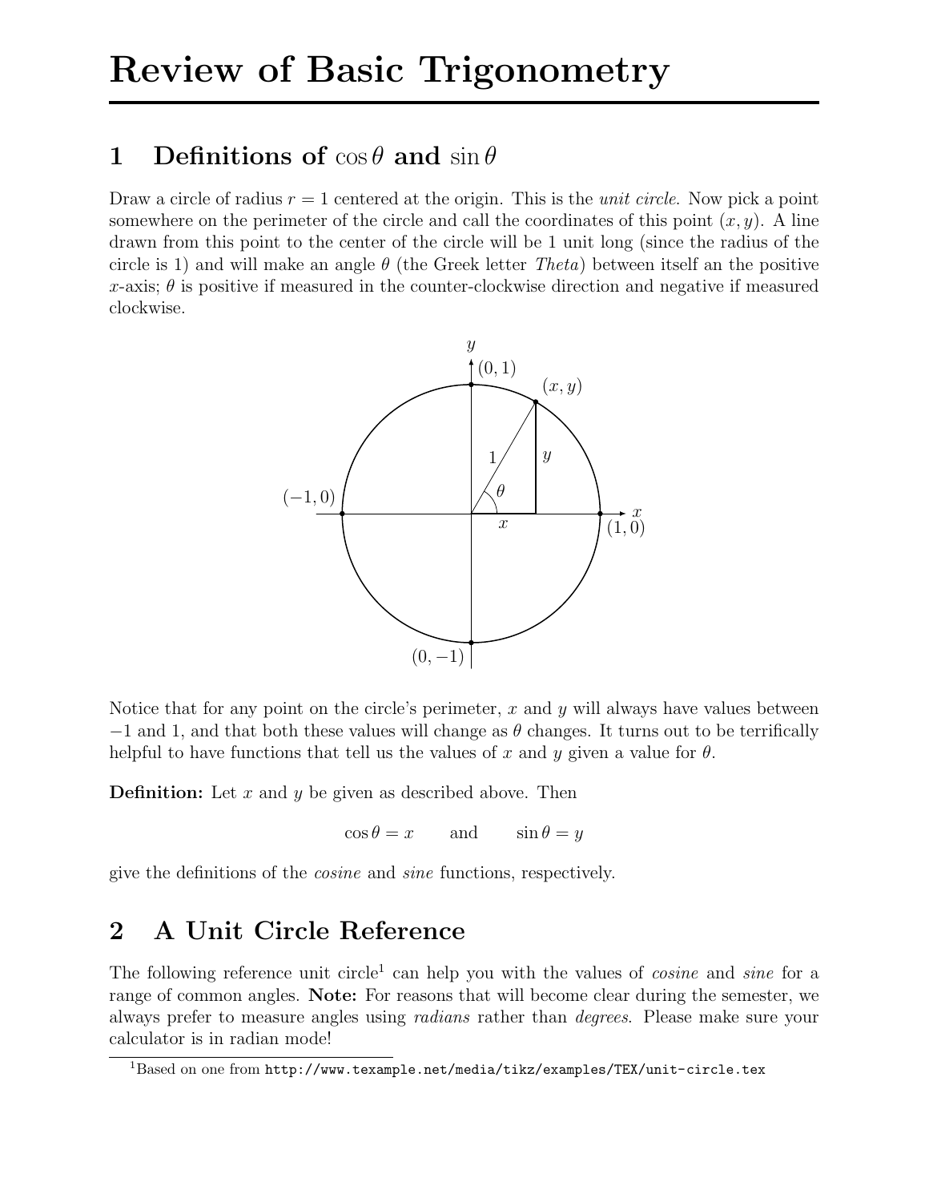# Review of Basic Trigonometry

## 1 Definitions of $\cos\theta$ and $\sin\theta$

Draw a circle of radius $r = 1$ centered at the origin. This is the *unit circle*. Now pick a point somewhere on the perimeter of the circle and call the coordinates of this point $(x, y)$. A line drawn from this point to the center of the circle will be 1 unit long (since the radius of the circle is 1) and will make an angle $\theta$ (the Greek letter *Theta*) between itself an the positive $x$-axis; $\theta$ is positive if measured in the counter-clockwise direction and negative if measured clockwise.

Notice that for any point on the circle's perimeter, $x$ and $y$ will always have values between $-1$ and 1, and that both these values will change as $\theta$ changes. It turns out to be terrifically helpful to have functions that tell us the values of $x$ and $y$ given a value for $\theta$.

**Definition:** Let $x$ and $y$ be given as described above. Then

$$\cos\theta = x \qquad \text{and} \qquad \sin\theta = y$$

give the definitions of the *cosine* and *sine* functions, respectively.

## 2 A Unit Circle Reference

The following reference unit circle[1] can help you with the values of *cosine* and *sine* for a range of common angles. **Note:** For reasons that will become clear during the semester, we always prefer to measure angles using *radians* rather than *degrees*. Please make sure your calculator is in radian mode!

[1]Based on one from `http://www.texample.net/media/tikz/examples/TEX/unit-circle.tex`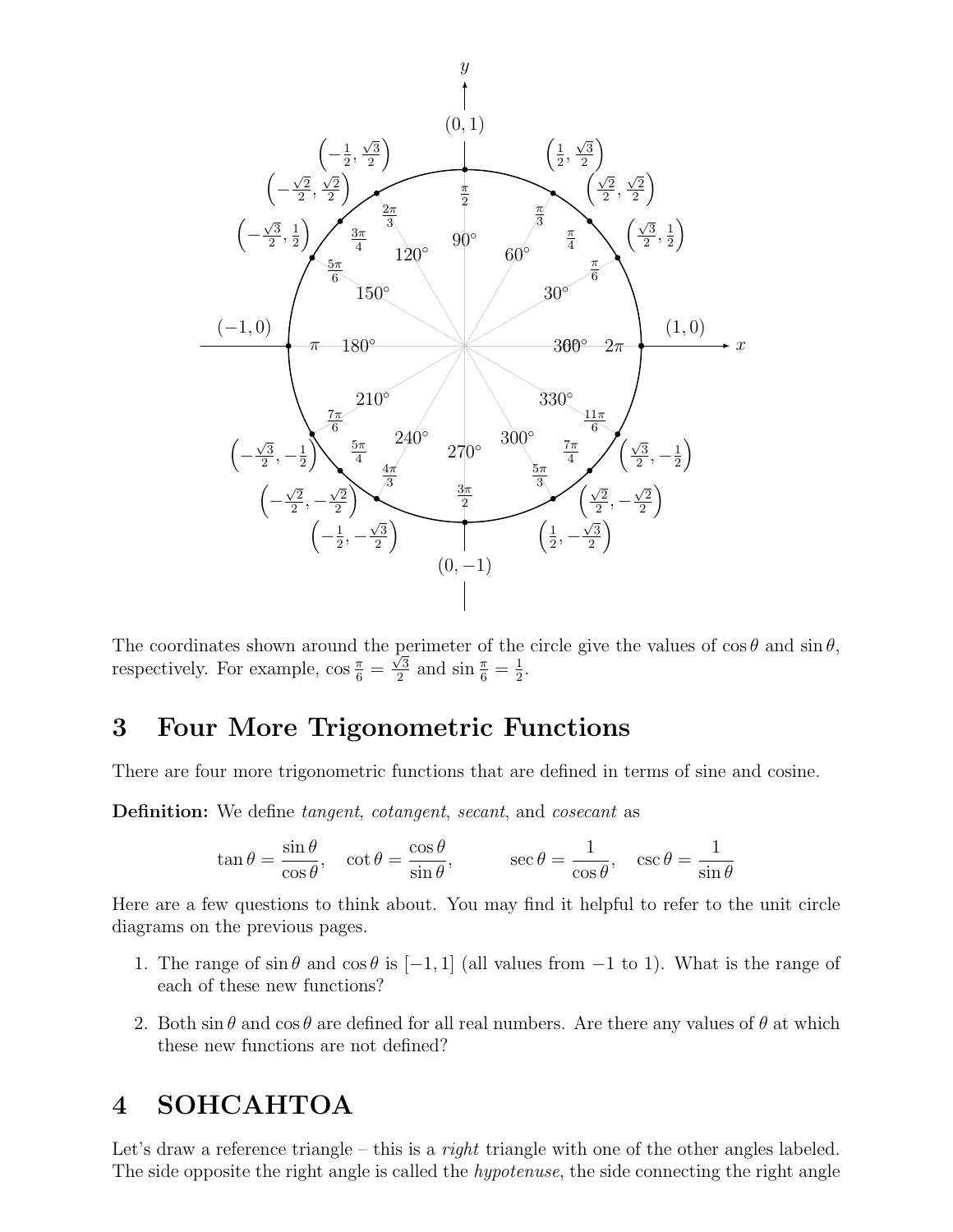The coordinates shown around the perimeter of the circle give the values of $\cos\theta$ and $\sin\theta$, respectively. For example, $\cos\frac{\pi}{6} = \frac{\sqrt{3}}{2}$ and $\sin\frac{\pi}{6} = \frac{1}{2}$.

## 3 Four More Trigonometric Functions

There are four more trigonometric functions that are defined in terms of sine and cosine.

**Definition:** We define *tangent*, *cotangent*, *secant*, and *cosecant* as

$$\tan\theta = \frac{\sin\theta}{\cos\theta}, \quad \cot\theta = \frac{\cos\theta}{\sin\theta}, \qquad \sec\theta = \frac{1}{\cos\theta}, \quad \csc\theta = \frac{1}{\sin\theta}$$

Here are a few questions to think about. You may find it helpful to refer to the unit circle diagrams on the previous pages.

1. The range of $\sin\theta$ and $\cos\theta$ is $[-1, 1]$ (all values from $-1$ to 1). What is the range of each of these new functions?

2. Both $\sin\theta$ and $\cos\theta$ are defined for all real numbers. Are there any values of $\theta$ at which these new functions are not defined?

## 4 SOHCAHTOA

Let's draw a reference triangle – this is a *right* triangle with one of the other angles labeled. The side opposite the right angle is called the *hypotenuse*, the side connecting the right angle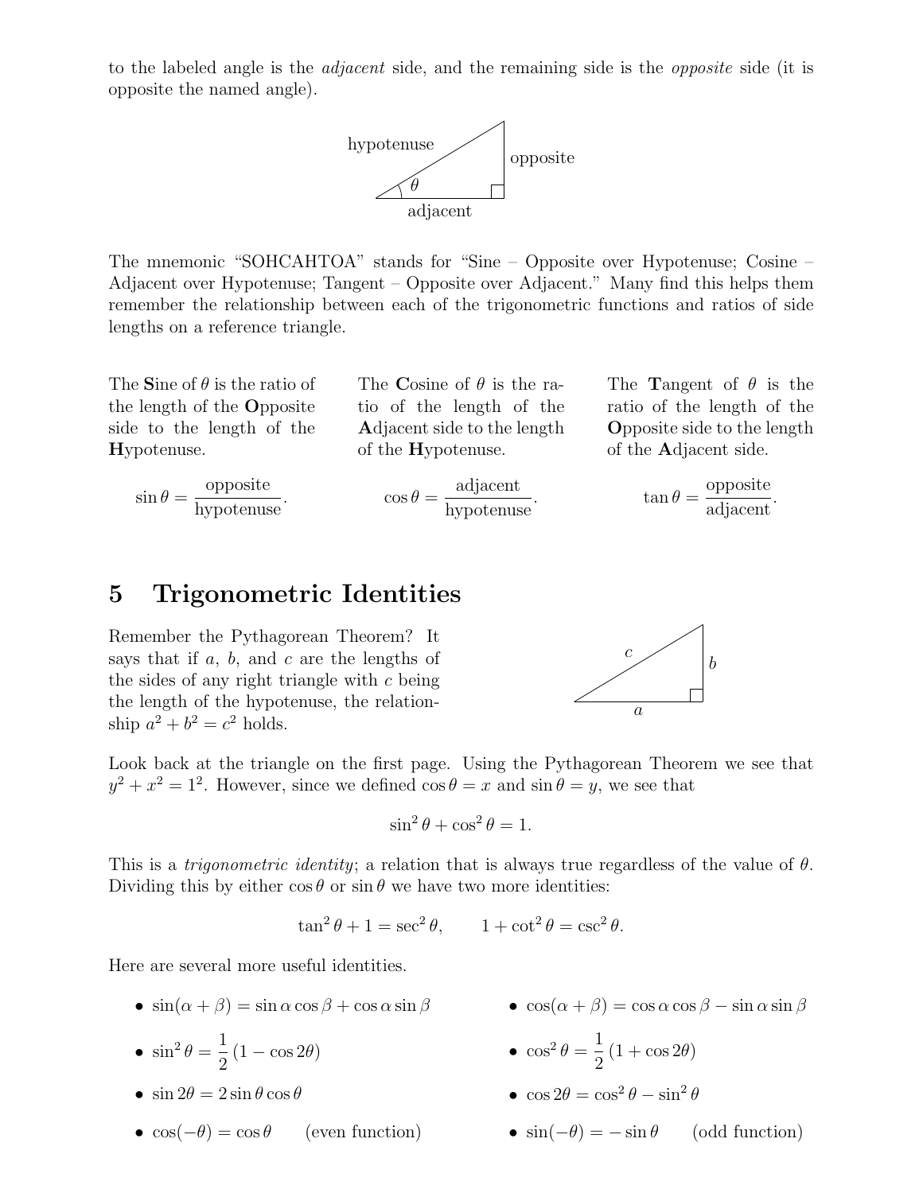to the labeled angle is the *adjacent* side, and the remaining side is the *opposite* side (it is opposite the named angle).

The mnemonic "SOHCAHTOA" stands for "Sine – Opposite over Hypotenuse; Cosine – Adjacent over Hypotenuse; Tangent – Opposite over Adjacent." Many find this helps them remember the relationship between each of the trigonometric functions and ratios of side lengths on a reference triangle.

The **S**ine of $\theta$ is the ratio of the length of the **O**pposite side to the length of the **H**ypotenuse.

$$\sin\theta = \frac{\text{opposite}}{\text{hypotenuse}}.$$

The **C**osine of $\theta$ is the ratio of the length of the **A**djacent side to the length of the **H**ypotenuse.

$$\cos\theta = \frac{\text{adjacent}}{\text{hypotenuse}}.$$

The **T**angent of $\theta$ is the ratio of the length of the **O**pposite side to the length of the **A**djacent side.

$$\tan\theta = \frac{\text{opposite}}{\text{adjacent}}.$$

# 5 Trigonometric Identities

Remember the Pythagorean Theorem? It says that if $a$, $b$, and $c$ are the lengths of the sides of any right triangle with $c$ being the length of the hypotenuse, the relationship $a^2 + b^2 = c^2$ holds.

Look back at the triangle on the first page. Using the Pythagorean Theorem we see that $y^2 + x^2 = 1^2$. However, since we defined $\cos\theta = x$ and $\sin\theta = y$, we see that

$$\sin^2\theta + \cos^2\theta = 1.$$

This is a *trigonometric identity*; a relation that is always true regardless of the value of $\theta$. Dividing this by either $\cos\theta$ or $\sin\theta$ we have two more identities:

$$\tan^2\theta + 1 = \sec^2\theta, \qquad 1 + \cot^2\theta = \csc^2\theta.$$

Here are several more useful identities.

- $\sin(\alpha + \beta) = \sin\alpha\cos\beta + \cos\alpha\sin\beta$
- $\cos(\alpha + \beta) = \cos\alpha\cos\beta - \sin\alpha\sin\beta$
- $\sin^2\theta = \dfrac{1}{2}(1 - \cos 2\theta)$
- $\cos^2\theta = \dfrac{1}{2}(1 + \cos 2\theta)$
- $\sin 2\theta = 2\sin\theta\cos\theta$
- $\cos 2\theta = \cos^2\theta - \sin^2\theta$
- $\cos(-\theta) = \cos\theta$ (even function)
- $\sin(-\theta) = -\sin\theta$ (odd function)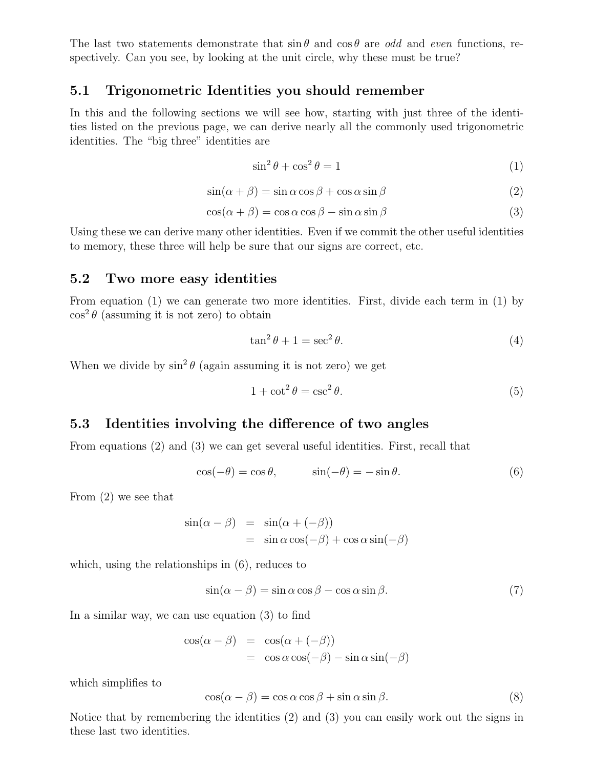The last two statements demonstrate that $\sin\theta$ and $\cos\theta$ are *odd* and *even* functions, respectively. Can you see, by looking at the unit circle, why these must be true?

## 5.1 Trigonometric Identities you should remember

In this and the following sections we will see how, starting with just three of the identities listed on the previous page, we can derive nearly all the commonly used trigonometric identities. The "big three" identities are

$$\sin^2\theta + \cos^2\theta = 1 \tag{1}$$

$$\sin(\alpha+\beta) = \sin\alpha\cos\beta + \cos\alpha\sin\beta \tag{2}$$

$$\cos(\alpha+\beta) = \cos\alpha\cos\beta - \sin\alpha\sin\beta \tag{3}$$

Using these we can derive many other identities. Even if we commit the other useful identities to memory, these three will help be sure that our signs are correct, etc.

## 5.2 Two more easy identities

From equation (1) we can generate two more identities. First, divide each term in (1) by $\cos^2\theta$ (assuming it is not zero) to obtain

$$\tan^2\theta + 1 = \sec^2\theta. \tag{4}$$

When we divide by $\sin^2\theta$ (again assuming it is not zero) we get

$$1 + \cot^2\theta = \csc^2\theta. \tag{5}$$

## 5.3 Identities involving the difference of two angles

From equations (2) and (3) we can get several useful identities. First, recall that

$$\cos(-\theta) = \cos\theta, \qquad \sin(-\theta) = -\sin\theta. \tag{6}$$

From (2) we see that

$$\begin{aligned}
\sin(\alpha-\beta) &= \sin(\alpha+(-\beta)) \\
&= \sin\alpha\cos(-\beta) + \cos\alpha\sin(-\beta)
\end{aligned}$$

which, using the relationships in (6), reduces to

$$\sin(\alpha-\beta) = \sin\alpha\cos\beta - \cos\alpha\sin\beta. \tag{7}$$

In a similar way, we can use equation (3) to find

$$\begin{aligned}
\cos(\alpha-\beta) &= \cos(\alpha+(-\beta)) \\
&= \cos\alpha\cos(-\beta) - \sin\alpha\sin(-\beta)
\end{aligned}$$

which simplifies to

$$\cos(\alpha-\beta) = \cos\alpha\cos\beta + \sin\alpha\sin\beta. \tag{8}$$

Notice that by remembering the identities (2) and (3) you can easily work out the signs in these last two identities.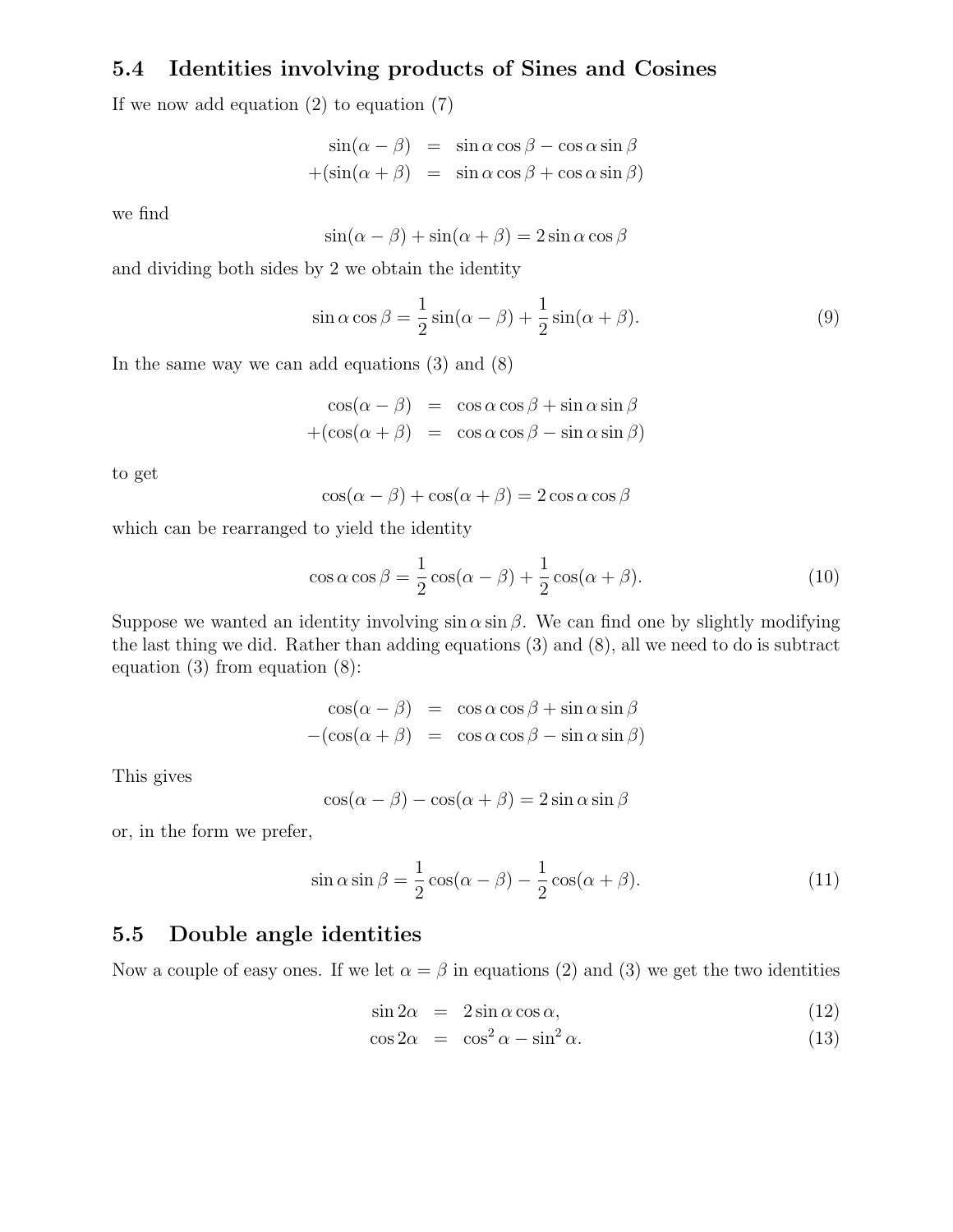### 5.4 Identities involving products of Sines and Cosines

If we now add equation (2) to equation (7)

$$
\begin{aligned}
\sin(\alpha - \beta) &= \sin\alpha\cos\beta - \cos\alpha\sin\beta \\
+(\sin(\alpha + \beta) &= \sin\alpha\cos\beta + \cos\alpha\sin\beta)
\end{aligned}
$$

we find

$$\sin(\alpha - \beta) + \sin(\alpha + \beta) = 2\sin\alpha\cos\beta$$

and dividing both sides by 2 we obtain the identity

$$\sin\alpha\cos\beta = \frac{1}{2}\sin(\alpha - \beta) + \frac{1}{2}\sin(\alpha + \beta). \tag{9}$$

In the same way we can add equations (3) and (8)

$$
\begin{aligned}
\cos(\alpha - \beta) &= \cos\alpha\cos\beta + \sin\alpha\sin\beta \\
+(\cos(\alpha + \beta) &= \cos\alpha\cos\beta - \sin\alpha\sin\beta)
\end{aligned}
$$

to get

$$\cos(\alpha - \beta) + \cos(\alpha + \beta) = 2\cos\alpha\cos\beta$$

which can be rearranged to yield the identity

$$\cos\alpha\cos\beta = \frac{1}{2}\cos(\alpha - \beta) + \frac{1}{2}\cos(\alpha + \beta). \tag{10}$$

Suppose we wanted an identity involving $\sin\alpha\sin\beta$. We can find one by slightly modifying the last thing we did. Rather than adding equations (3) and (8), all we need to do is subtract equation (3) from equation (8):

$$
\begin{aligned}
\cos(\alpha - \beta) &= \cos\alpha\cos\beta + \sin\alpha\sin\beta \\
-(\cos(\alpha + \beta) &= \cos\alpha\cos\beta - \sin\alpha\sin\beta)
\end{aligned}
$$

This gives

$$\cos(\alpha - \beta) - \cos(\alpha + \beta) = 2\sin\alpha\sin\beta$$

or, in the form we prefer,

$$\sin\alpha\sin\beta = \frac{1}{2}\cos(\alpha - \beta) - \frac{1}{2}\cos(\alpha + \beta). \tag{11}$$

### 5.5 Double angle identities

Now a couple of easy ones. If we let $\alpha = \beta$ in equations (2) and (3) we get the two identities

$$\sin 2\alpha = 2\sin\alpha\cos\alpha, \tag{12}$$

$$\cos 2\alpha = \cos^2\alpha - \sin^2\alpha. \tag{13}$$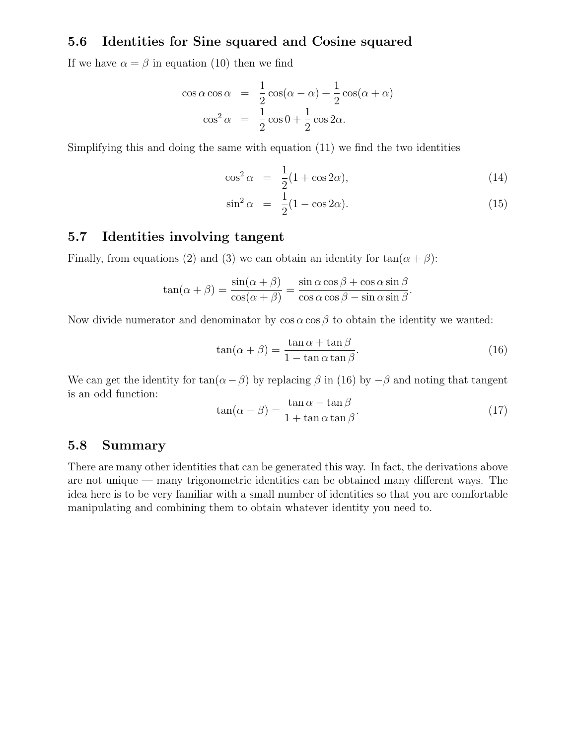### 5.6 Identities for Sine squared and Cosine squared

If we have $\alpha = \beta$ in equation (10) then we find

$$
\begin{aligned}
\cos\alpha\cos\alpha &= \frac{1}{2}\cos(\alpha-\alpha) + \frac{1}{2}\cos(\alpha+\alpha) \\
\cos^2\alpha &= \frac{1}{2}\cos 0 + \frac{1}{2}\cos 2\alpha.
\end{aligned}
$$

Simplifying this and doing the same with equation (11) we find the two identities

$$
\cos^2\alpha = \frac{1}{2}(1+\cos 2\alpha), \tag{14}
$$

$$
\sin^2\alpha = \frac{1}{2}(1-\cos 2\alpha). \tag{15}
$$

### 5.7 Identities involving tangent

Finally, from equations (2) and (3) we can obtain an identity for $\tan(\alpha+\beta)$:

$$
\tan(\alpha+\beta) = \frac{\sin(\alpha+\beta)}{\cos(\alpha+\beta)} = \frac{\sin\alpha\cos\beta + \cos\alpha\sin\beta}{\cos\alpha\cos\beta - \sin\alpha\sin\beta}.
$$

Now divide numerator and denominator by $\cos\alpha\cos\beta$ to obtain the identity we wanted:

$$
\tan(\alpha+\beta) = \frac{\tan\alpha + \tan\beta}{1-\tan\alpha\tan\beta}. \tag{16}
$$

We can get the identity for $\tan(\alpha-\beta)$ by replacing $\beta$ in (16) by $-\beta$ and noting that tangent is an odd function:

$$
\tan(\alpha-\beta) = \frac{\tan\alpha - \tan\beta}{1+\tan\alpha\tan\beta}. \tag{17}
$$

### 5.8 Summary

There are many other identities that can be generated this way. In fact, the derivations above are not unique — many trigonometric identities can be obtained many different ways. The idea here is to be very familiar with a small number of identities so that you are comfortable manipulating and combining them to obtain whatever identity you need to.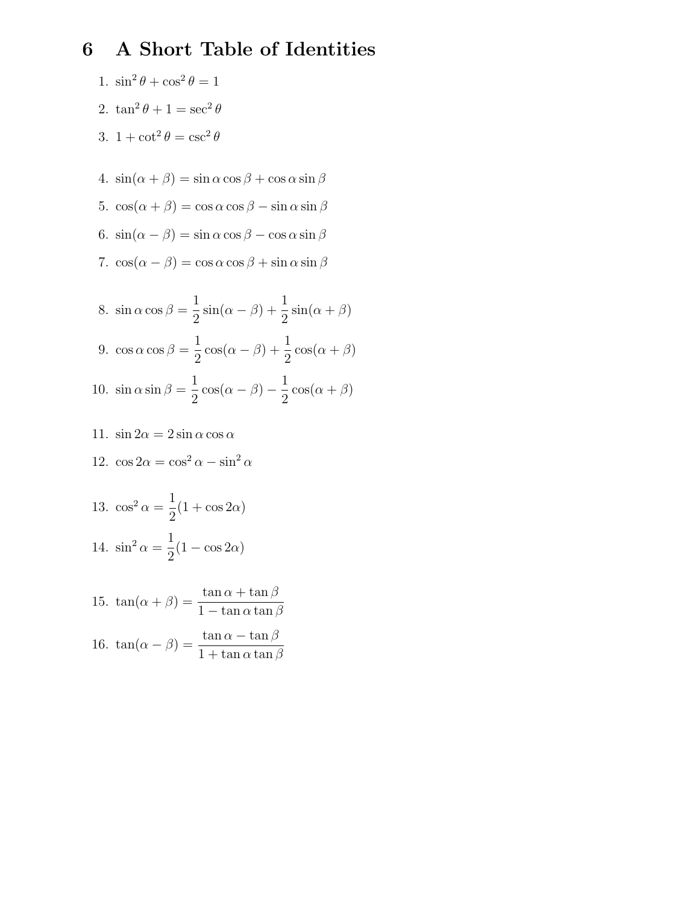## 6 A Short Table of Identities

1. $\sin^2\theta + \cos^2\theta = 1$
2. $\tan^2\theta + 1 = \sec^2\theta$
3. $1 + \cot^2\theta = \csc^2\theta$
4. $\sin(\alpha + \beta) = \sin\alpha\cos\beta + \cos\alpha\sin\beta$
5. $\cos(\alpha + \beta) = \cos\alpha\cos\beta - \sin\alpha\sin\beta$
6. $\sin(\alpha - \beta) = \sin\alpha\cos\beta - \cos\alpha\sin\beta$
7. $\cos(\alpha - \beta) = \cos\alpha\cos\beta + \sin\alpha\sin\beta$
8. $\sin\alpha\cos\beta = \dfrac{1}{2}\sin(\alpha - \beta) + \dfrac{1}{2}\sin(\alpha + \beta)$
9. $\cos\alpha\cos\beta = \dfrac{1}{2}\cos(\alpha - \beta) + \dfrac{1}{2}\cos(\alpha + \beta)$
10. $\sin\alpha\sin\beta = \dfrac{1}{2}\cos(\alpha - \beta) - \dfrac{1}{2}\cos(\alpha + \beta)$
11. $\sin 2\alpha = 2\sin\alpha\cos\alpha$
12. $\cos 2\alpha = \cos^2\alpha - \sin^2\alpha$
13. $\cos^2\alpha = \dfrac{1}{2}(1 + \cos 2\alpha)$
14. $\sin^2\alpha = \dfrac{1}{2}(1 - \cos 2\alpha)$
15. $\tan(\alpha + \beta) = \dfrac{\tan\alpha + \tan\beta}{1 - \tan\alpha\tan\beta}$
16. $\tan(\alpha - \beta) = \dfrac{\tan\alpha - \tan\beta}{1 + \tan\alpha\tan\beta}$